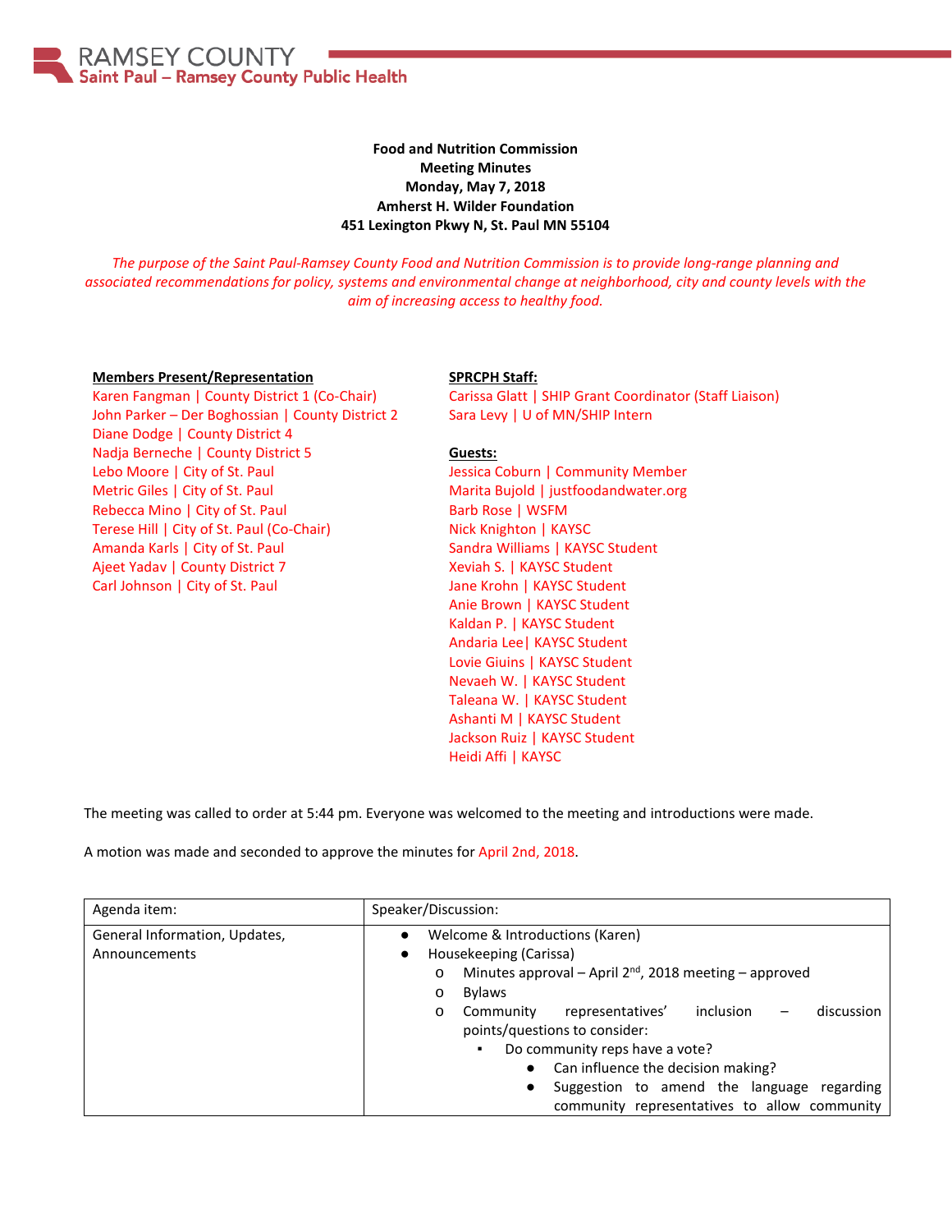RAMSEY COUNTY
Saint Paul – Ramsey County Public Health

**Food and Nutrition Commission**
**Meeting Minutes**
**Monday, May 7, 2018**
**Amherst H. Wilder Foundation**
**451 Lexington Pkwy N, St. Paul MN 55104**

*The purpose of the Saint Paul-Ramsey County Food and Nutrition Commission is to provide long-range planning and associated recommendations for policy, systems and environmental change at neighborhood, city and county levels with the aim of increasing access to healthy food.*

**Members Present/Representation**

Karen Fangman | County District 1 (Co-Chair)
John Parker – Der Boghossian | County District 2
Diane Dodge | County District 4
Nadja Berneche | County District 5
Lebo Moore | City of St. Paul
Metric Giles | City of St. Paul
Rebecca Mino | City of St. Paul
Terese Hill | City of St. Paul (Co-Chair)
Amanda Karls | City of St. Paul
Ajeet Yadav | County District 7
Carl Johnson | City of St. Paul

**SPRCPH Staff:**

Carissa Glatt | SHIP Grant Coordinator (Staff Liaison)
Sara Levy | U of MN/SHIP Intern

**Guests:**

Jessica Coburn | Community Member
Marita Bujold | justfoodandwater.org
Barb Rose | WSFM
Nick Knighton | KAYSC
Sandra Williams | KAYSC Student
Xeviah S. | KAYSC Student
Jane Krohn | KAYSC Student
Anie Brown | KAYSC Student
Kaldan P. | KAYSC Student
Andaria Lee| KAYSC Student
Lovie Giuins | KAYSC Student
Nevaeh W. | KAYSC Student
Taleana W. | KAYSC Student
Ashanti M | KAYSC Student
Jackson Ruiz | KAYSC Student
Heidi Affi | KAYSC

The meeting was called to order at 5:44 pm. Everyone was welcomed to the meeting and introductions were made.

A motion was made and seconded to approve the minutes for April 2nd, 2018.

| Agenda item: | Speaker/Discussion: |
|---|---|
| General Information, Updates, Announcements | <ul><li>Welcome & Introductions (Karen)</li><li>Housekeeping (Carissa)<ul><li>Minutes approval – April 2nd, 2018 meeting – approved</li><li>Bylaws</li><li>Community representatives' inclusion – discussion points/questions to consider:<ul><li>Do community reps have a vote?<ul><li>Can influence the decision making?</li><li>Suggestion to amend the language regarding community representatives to allow community</li></ul></li></ul></li></ul></li></ul> |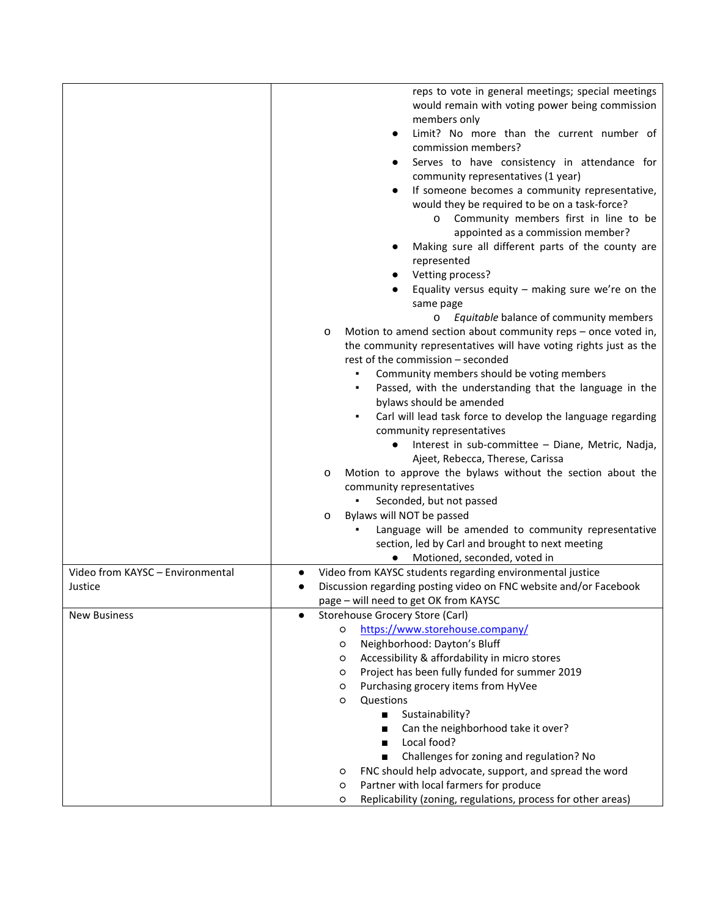| | |
|---|---|
| | reps to vote in general meetings; special meetings would remain with voting power being commission members only<br>● Limit? No more than the current number of commission members?<br>● Serves to have consistency in attendance for community representatives (1 year)<br>● If someone becomes a community representative, would they be required to be on a task-force?<br>o Community members first in line to be appointed as a commission member?<br>● Making sure all different parts of the county are represented<br>● Vetting process?<br>● Equality versus equity – making sure we're on the same page<br>o *Equitable* balance of community members<br>o Motion to amend section about community reps – once voted in, the community representatives will have voting rights just as the rest of the commission – seconded<br>▪ Community members should be voting members<br>▪ Passed, with the understanding that the language in the bylaws should be amended<br>▪ Carl will lead task force to develop the language regarding community representatives<br>● Interest in sub-committee – Diane, Metric, Nadja, Ajeet, Rebecca, Therese, Carissa<br>o Motion to approve the bylaws without the section about the community representatives<br>▪ Seconded, but not passed<br>o Bylaws will NOT be passed<br>▪ Language will be amended to community representative section, led by Carl and brought to next meeting<br>● Motioned, seconded, voted in |
| Video from KAYSC – Environmental Justice | ● Video from KAYSC students regarding environmental justice<br>● Discussion regarding posting video on FNC website and/or Facebook page – will need to get OK from KAYSC |
| New Business | ● Storehouse Grocery Store (Carl)<br>○ https://www.storehouse.company/<br>○ Neighborhood: Dayton's Bluff<br>○ Accessibility & affordability in micro stores<br>○ Project has been fully funded for summer 2019<br>○ Purchasing grocery items from HyVee<br>○ Questions<br>■ Sustainability?<br>■ Can the neighborhood take it over?<br>■ Local food?<br>■ Challenges for zoning and regulation? No<br>○ FNC should help advocate, support, and spread the word<br>○ Partner with local farmers for produce<br>○ Replicability (zoning, regulations, process for other areas) |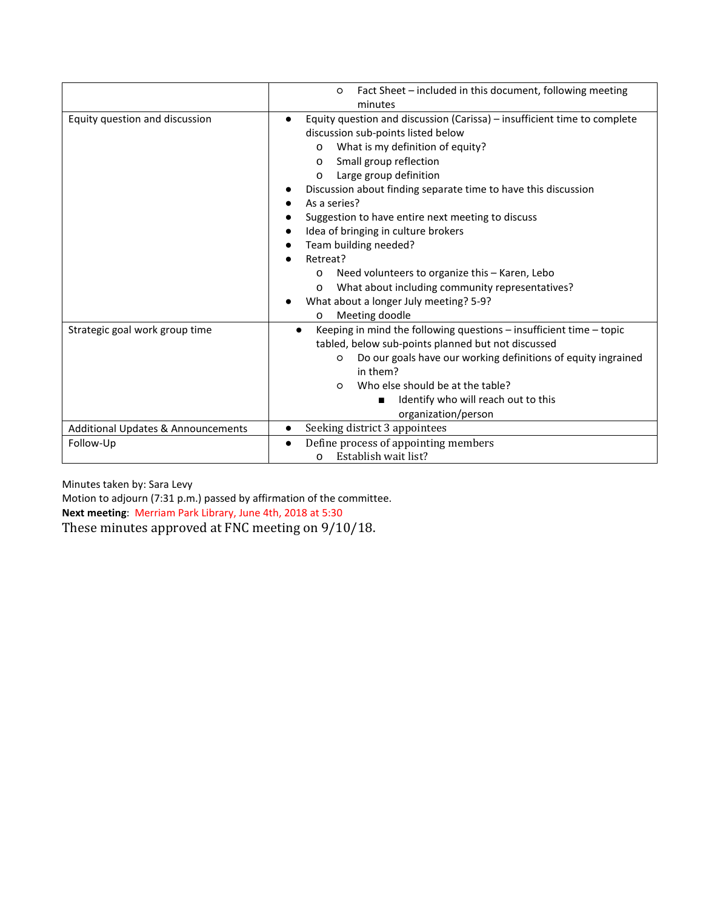| | |
|---|---|
| | ○ Fact Sheet – included in this document, following meeting minutes |
| Equity question and discussion | • Equity question and discussion (Carissa) – insufficient time to complete discussion sub-points listed below<br>  o What is my definition of equity?<br>  o Small group reflection<br>  o Large group definition<br>• Discussion about finding separate time to have this discussion<br>• As a series?<br>• Suggestion to have entire next meeting to discuss<br>• Idea of bringing in culture brokers<br>• Team building needed?<br>• Retreat?<br>  o Need volunteers to organize this – Karen, Lebo<br>  o What about including community representatives?<br>• What about a longer July meeting? 5-9?<br>  o Meeting doodle |
| Strategic goal work group time | • Keeping in mind the following questions – insufficient time – topic tabled, below sub-points planned but not discussed<br>  ○ Do our goals have our working definitions of equity ingrained in them?<br>  ○ Who else should be at the table?<br>    ■ Identify who will reach out to this organization/person |
| Additional Updates & Announcements | • Seeking district 3 appointees |
| Follow-Up | • Define process of appointing members<br>  o Establish wait list? |

Minutes taken by: Sara Levy
Motion to adjourn (7:31 p.m.) passed by affirmation of the committee.
**Next meeting**: Merriam Park Library, June 4th, 2018 at 5:30
These minutes approved at FNC meeting on 9/10/18.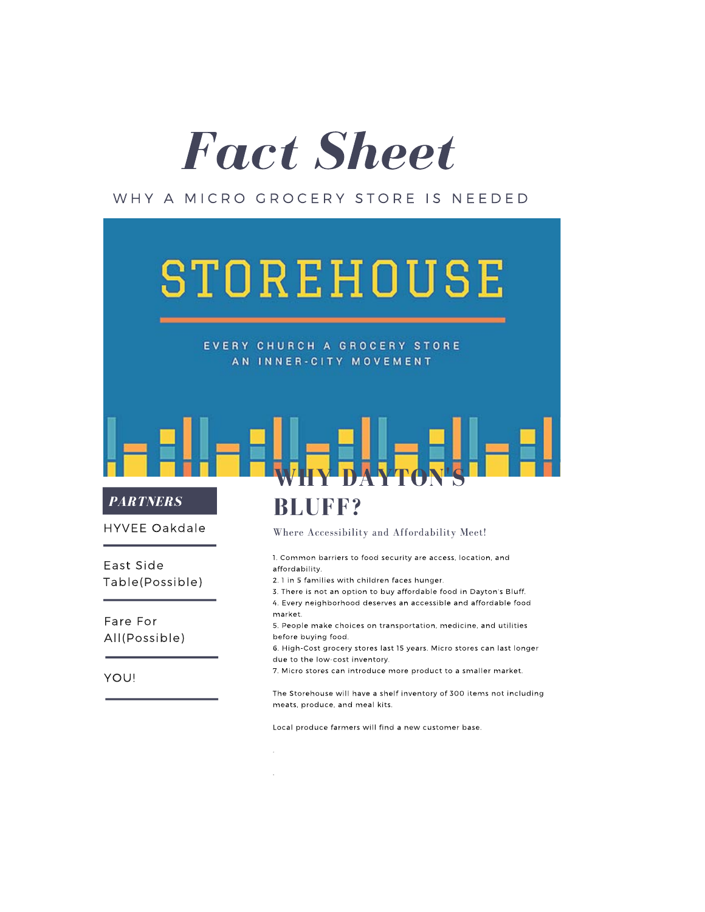# *Fact Sheet*

WHY A MICRO GROCERY STORE IS NEEDED

STOREHOUSE

EVERY CHURCH A GROCERY STORE
AN INNER-CITY MOVEMENT

***PARTNERS***

HYVEE Oakdale

East Side Table(Possible)

Fare For All(Possible)

YOU!

## WHY DAYTON'S BLUFF?

Where Accessibility and Affordability Meet!

1. Common barriers to food security are access, location, and affordability.
2. 1 in 5 families with children faces hunger.
3. There is not an option to buy affordable food in Dayton's Bluff.
4. Every neighborhood deserves an accessible and affordable food market.
5. People make choices on transportation, medicine, and utilities before buying food.
6. High-Cost grocery stores last 15 years. Micro stores can last longer due to the low-cost inventory.
7. Micro stores can introduce more product to a smaller market.

The Storehouse will have a shelf inventory of 300 items not including meats, produce, and meal kits.

Local produce farmers will find a new customer base.